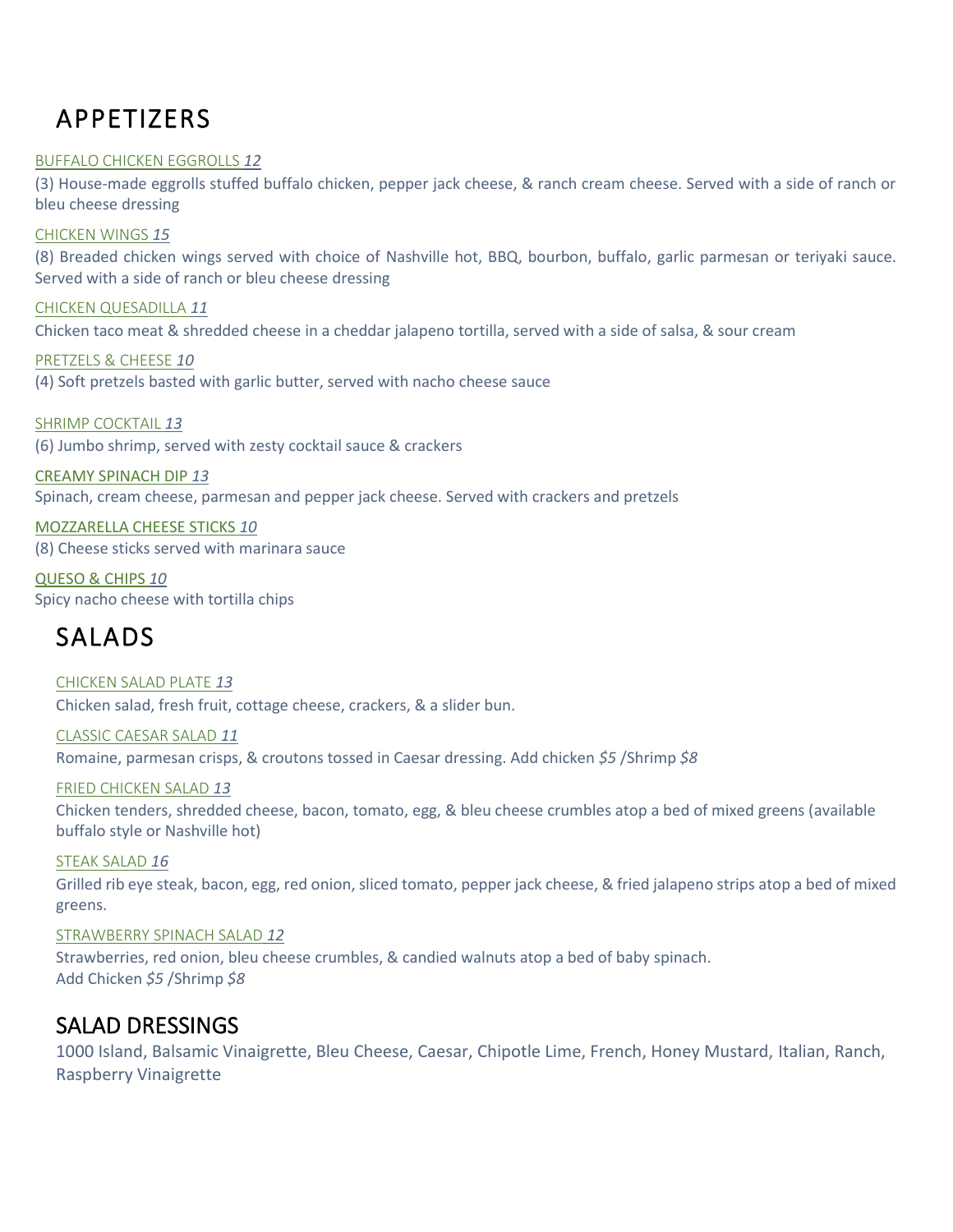# APPETIZERS

BUFFALO CHICKEN EGGROLLS *12*

(3) House-made eggrolls stuffed buffalo chicken, pepper jack cheese, & ranch cream cheese. Served with a side of ranch or bleu cheese dressing

CHICKEN WINGS *15*

(8) Breaded chicken wings served with choice of Nashville hot, BBQ, bourbon, buffalo, garlic parmesan or teriyaki sauce. Served with a side of ranch or bleu cheese dressing

CHICKEN QUESADILLA *11*

Chicken taco meat & shredded cheese in a cheddar jalapeno tortilla, served with a side of salsa, & sour cream

PRETZELS & CHEESE *10*

(4) Soft pretzels basted with garlic butter, served with nacho cheese sauce

SHRIMP COCKTAIL *13*

(6) Jumbo shrimp, served with zesty cocktail sauce & crackers

CREAMY SPINACH DIP *13*

Spinach, cream cheese, parmesan and pepper jack cheese. Served with crackers and pretzels

MOZZARELLA CHEESE STICKS *10*

(8) Cheese sticks served with marinara sauce

QUESO & CHIPS *10*

Spicy nacho cheese with tortilla chips

# SALADS

CHICKEN SALAD PLATE *13*

Chicken salad, fresh fruit, cottage cheese, crackers, & a slider bun.

CLASSIC CAESAR SALAD *11*

Romaine, parmesan crisps, & croutons tossed in Caesar dressing. Add chicken *$5* /Shrimp *$8*

FRIED CHICKEN SALAD *13*

Chicken tenders, shredded cheese, bacon, tomato, egg, & bleu cheese crumbles atop a bed of mixed greens (available buffalo style or Nashville hot)

STEAK SALAD *16*

Grilled rib eye steak, bacon, egg, red onion, sliced tomato, pepper jack cheese, & fried jalapeno strips atop a bed of mixed greens.

STRAWBERRY SPINACH SALAD *12*

Strawberries, red onion, bleu cheese crumbles, & candied walnuts atop a bed of baby spinach.
Add Chicken *$5* /Shrimp *$8*

## SALAD DRESSINGS

1000 Island, Balsamic Vinaigrette, Bleu Cheese, Caesar, Chipotle Lime, French, Honey Mustard, Italian, Ranch, Raspberry Vinaigrette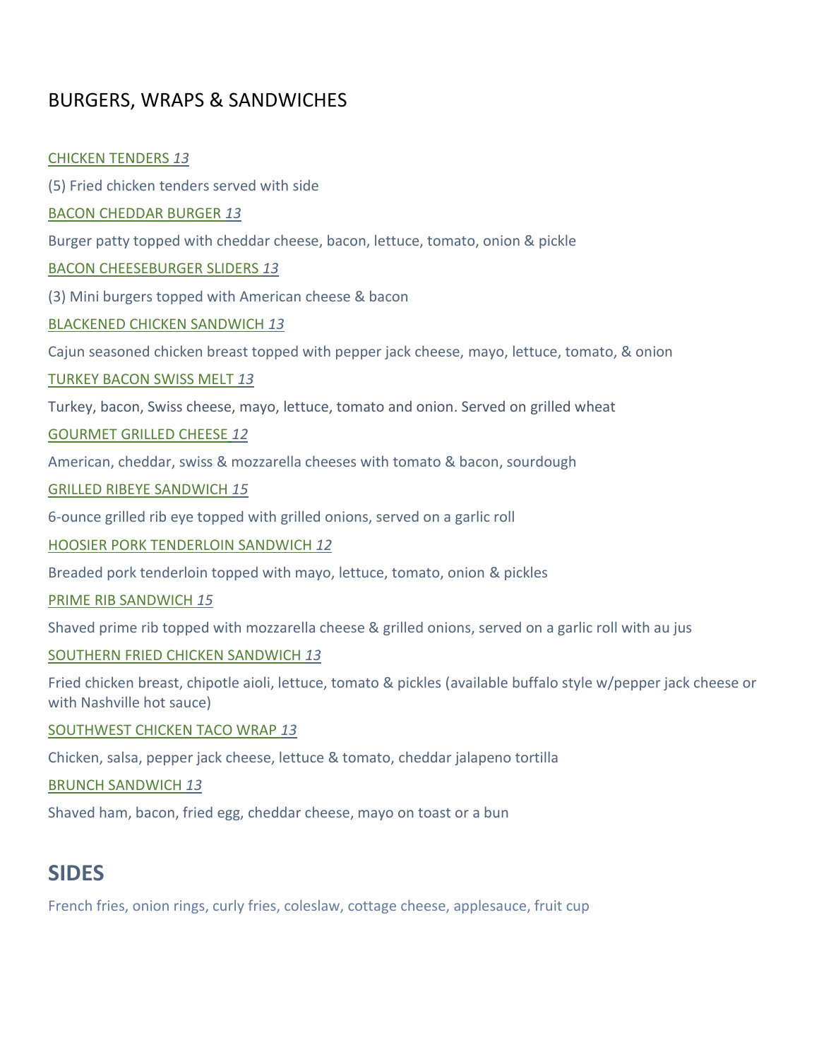## BURGERS, WRAPS & SANDWICHES

CHICKEN TENDERS *13*

(5) Fried chicken tenders served with side

BACON CHEDDAR BURGER *13*

Burger patty topped with cheddar cheese, bacon, lettuce, tomato, onion & pickle

BACON CHEESEBURGER SLIDERS *13*

(3) Mini burgers topped with American cheese & bacon

BLACKENED CHICKEN SANDWICH *13*

Cajun seasoned chicken breast topped with pepper jack cheese, mayo, lettuce, tomato, & onion

TURKEY BACON SWISS MELT *13*

Turkey, bacon, Swiss cheese, mayo, lettuce, tomato and onion. Served on grilled wheat

GOURMET GRILLED CHEESE *12*

American, cheddar, swiss & mozzarella cheeses with tomato & bacon, sourdough

GRILLED RIBEYE SANDWICH *15*

6-ounce grilled rib eye topped with grilled onions, served on a garlic roll

HOOSIER PORK TENDERLOIN SANDWICH *12*

Breaded pork tenderloin topped with mayo, lettuce, tomato, onion & pickles

PRIME RIB SANDWICH *15*

Shaved prime rib topped with mozzarella cheese & grilled onions, served on a garlic roll with au jus

SOUTHERN FRIED CHICKEN SANDWICH *13*

Fried chicken breast, chipotle aioli, lettuce, tomato & pickles (available buffalo style w/pepper jack cheese or with Nashville hot sauce)

SOUTHWEST CHICKEN TACO WRAP *13*

Chicken, salsa, pepper jack cheese, lettuce & tomato, cheddar jalapeno tortilla

BRUNCH SANDWICH *13*

Shaved ham, bacon, fried egg, cheddar cheese, mayo on toast or a bun

## SIDES

French fries, onion rings, curly fries, coleslaw, cottage cheese, applesauce, fruit cup